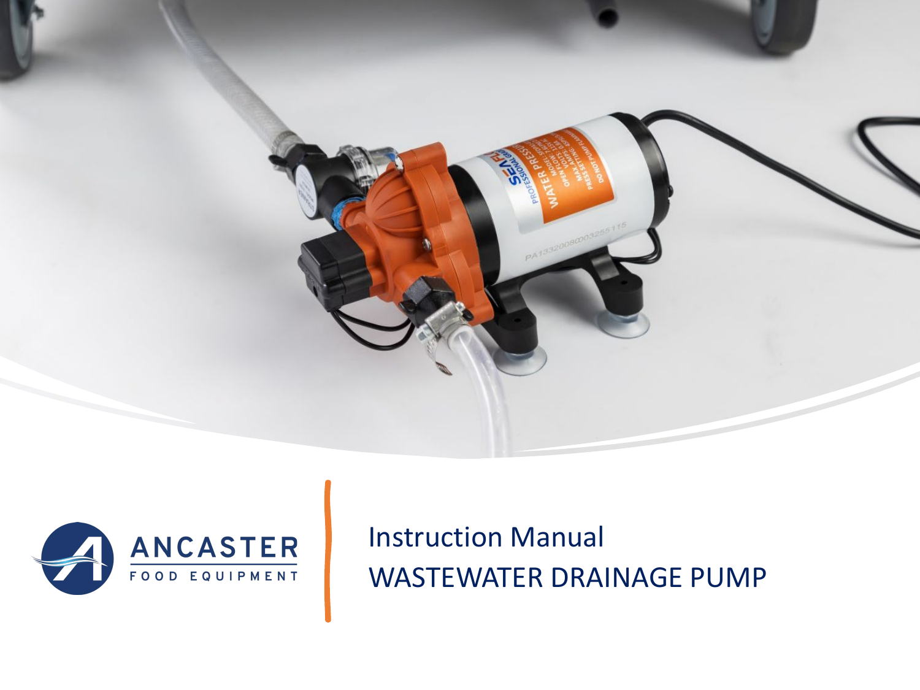ANCASTER
FOOD EQUIPMENT

# Instruction Manual
# WASTEWATER DRAINAGE PUMP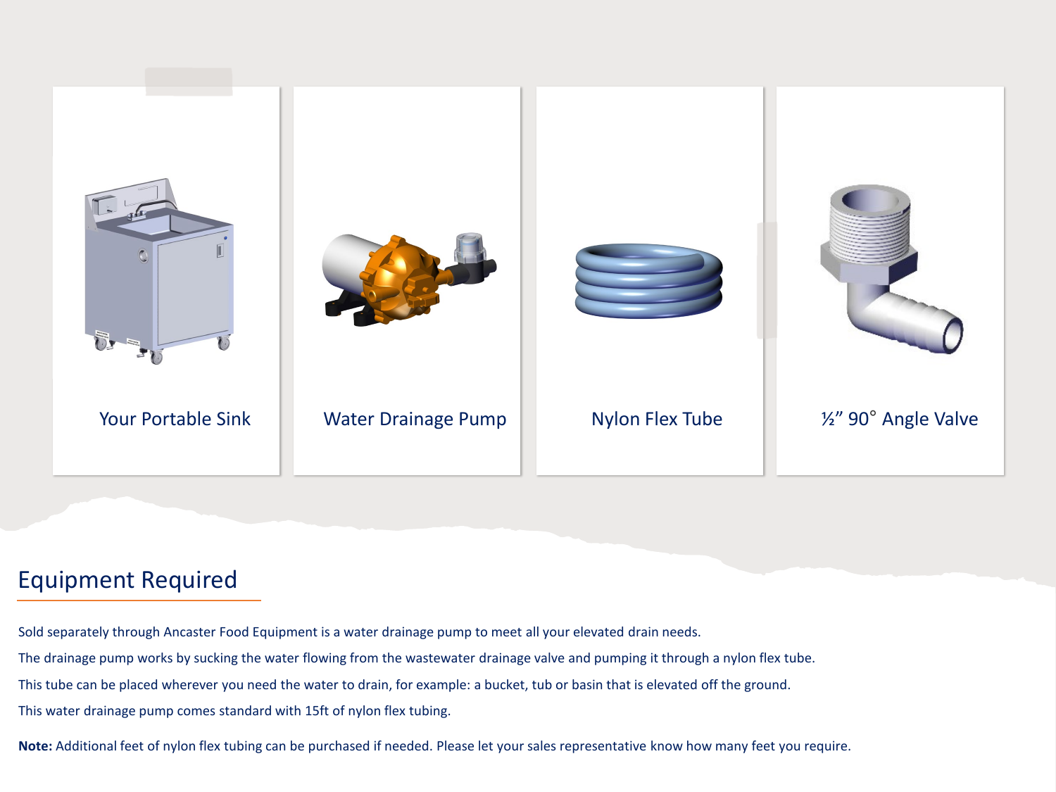Your Portable Sink

Water Drainage Pump

Nylon Flex Tube

½" 90° Angle Valve

## Equipment Required

Sold separately through Ancaster Food Equipment is a water drainage pump to meet all your elevated drain needs.

The drainage pump works by sucking the water flowing from the wastewater drainage valve and pumping it through a nylon flex tube.

This tube can be placed wherever you need the water to drain, for example: a bucket, tub or basin that is elevated off the ground.

This water drainage pump comes standard with 15ft of nylon flex tubing.

**Note:** Additional feet of nylon flex tubing can be purchased if needed. Please let your sales representative know how many feet you require.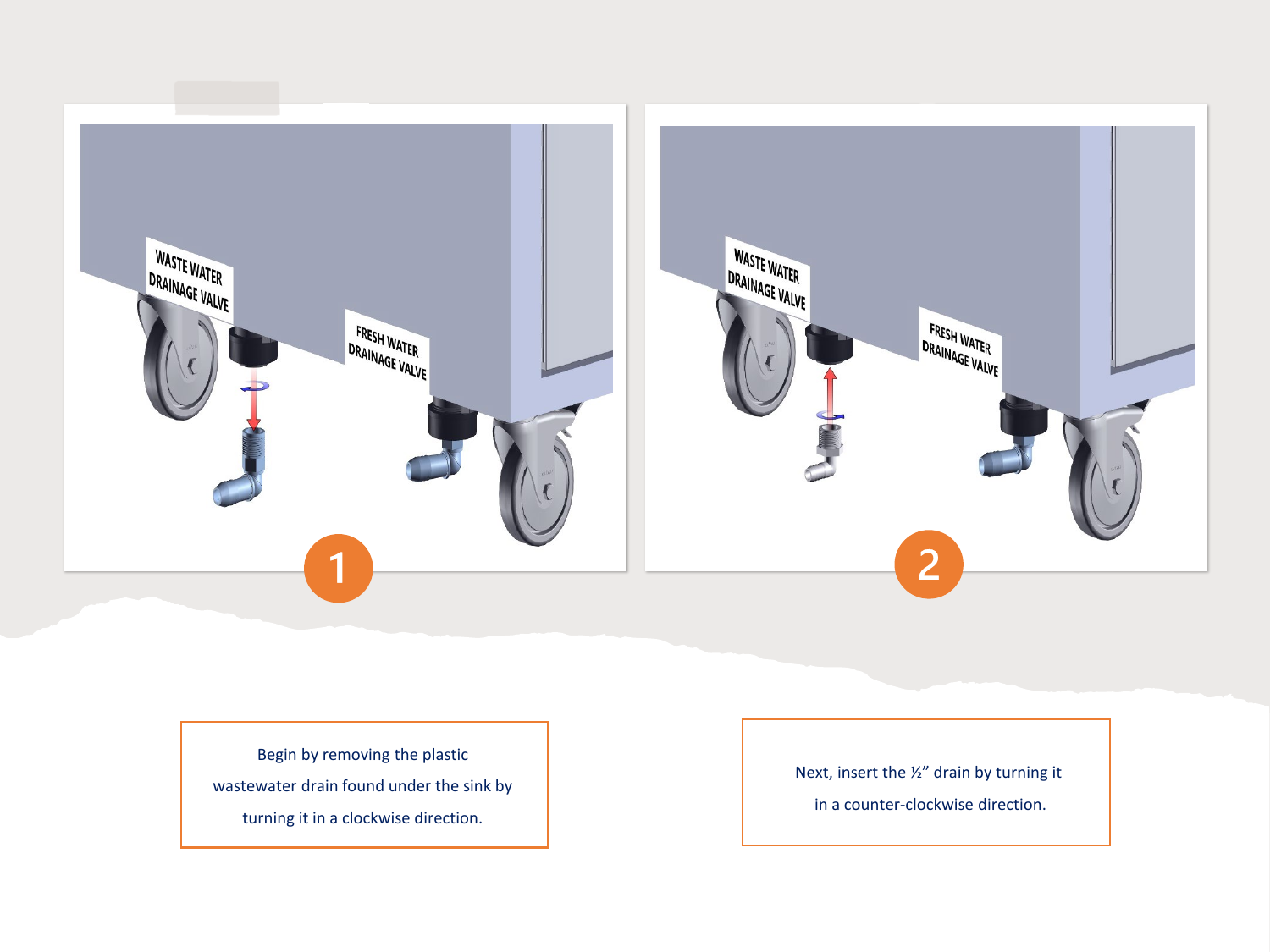1

Begin by removing the plastic wastewater drain found under the sink by turning it in a clockwise direction.

2

Next, insert the ½" drain by turning it in a counter-clockwise direction.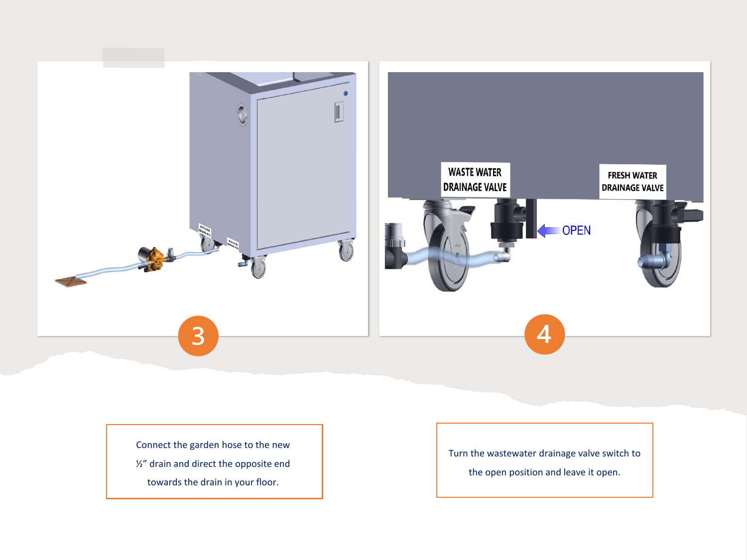3

Connect the garden hose to the new ½" drain and direct the opposite end towards the drain in your floor.

4

Turn the wastewater drainage valve switch to the open position and leave it open.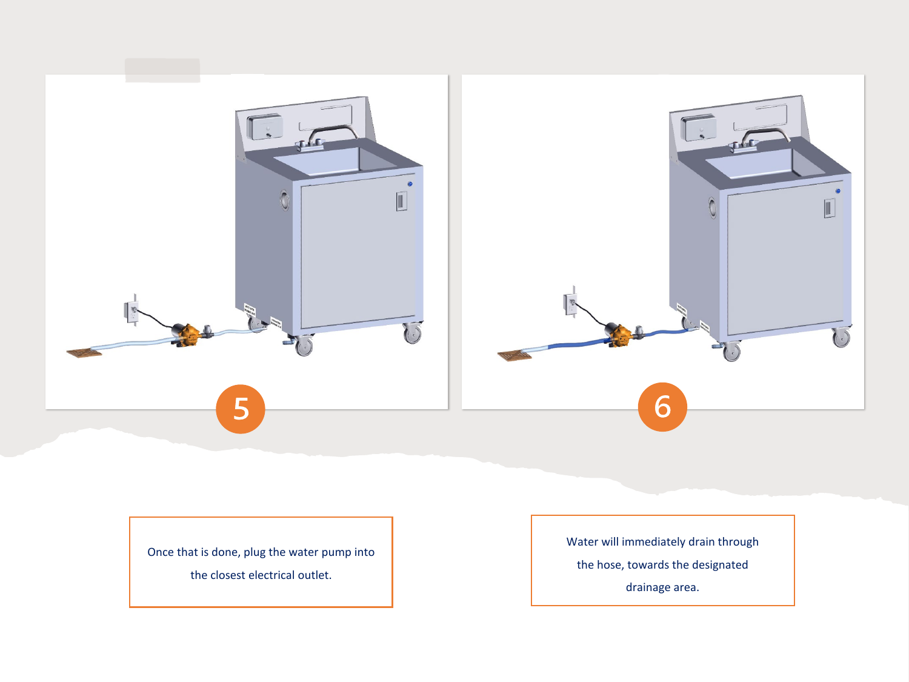5

Once that is done, plug the water pump into the closest electrical outlet.

6

Water will immediately drain through the hose, towards the designated drainage area.